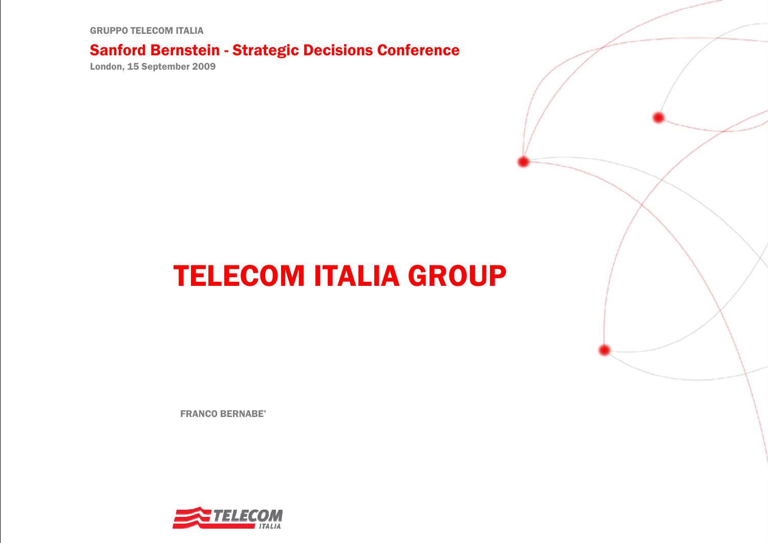GRUPPO TELECOM ITALIA

## Sanford Bernstein - Strategic Decisions Conference

London, 15 September 2009

# TELECOM ITALIA GROUP

FRANCO BERNABE'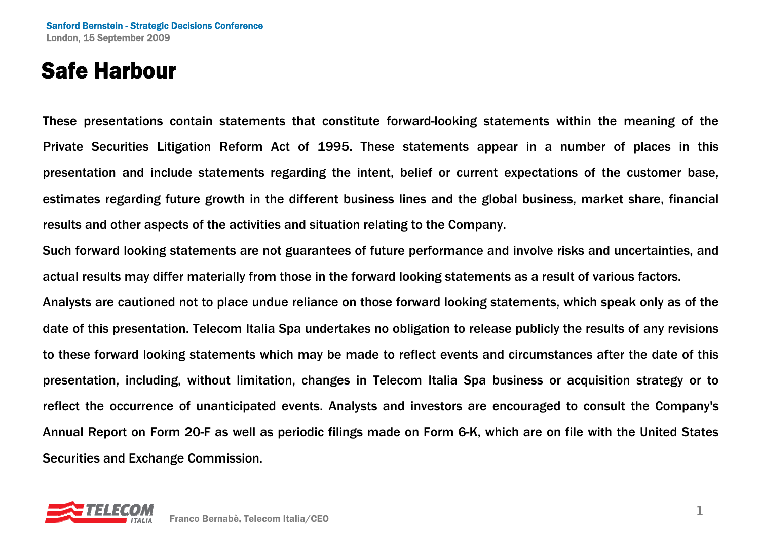# Safe Harbour

These presentations contain statements that constitute forward-looking statements within the meaning of the Private Securities Litigation Reform Act of 1995. These statements appear in a number of places in this presentation and include statements regarding the intent, belief or current expectations of the customer base, estimates regarding future growth in the different business lines and the global business, market share, financial results and other aspects of the activities and situation relating to the Company.

Such forward looking statements are not guarantees of future performance and involve risks and uncertainties, and actual results may differ materially from those in the forward looking statements as a result of various factors.

Analysts are cautioned not to place undue reliance on those forward looking statements, which speak only as of the date of this presentation. Telecom Italia Spa undertakes no obligation to release publicly the results of any revisions to these forward looking statements which may be made to reflect events and circumstances after the date of this presentation, including, without limitation, changes in Telecom Italia Spa business or acquisition strategy or to reflect the occurrence of unanticipated events. Analysts and investors are encouraged to consult the Company's Annual Report on Form 20-F as well as periodic filings made on Form 6-K, which are on file with the United States Securities and Exchange Commission.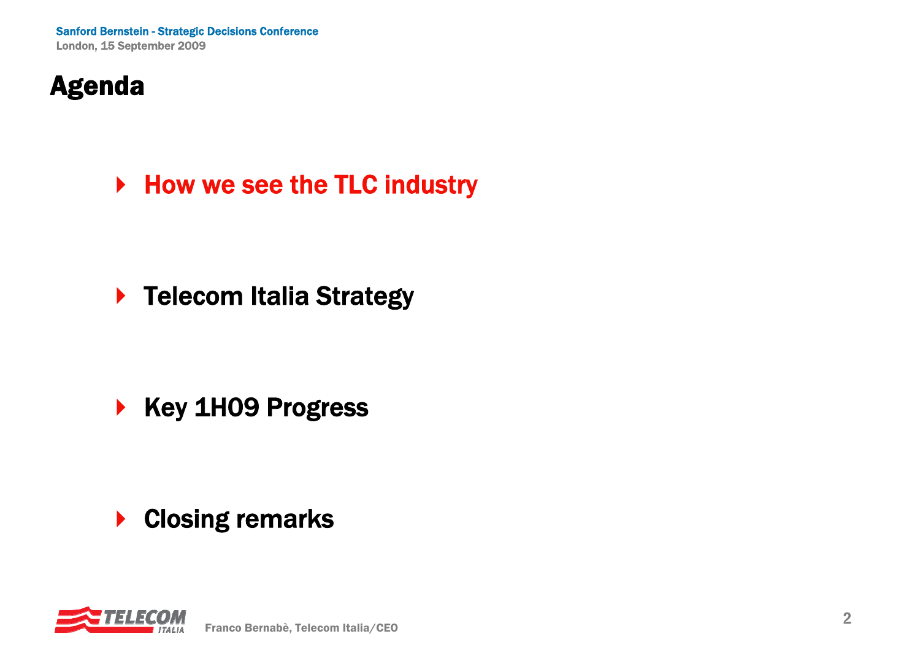# Agenda

- How we see the TLC industry
- Telecom Italia Strategy
- Key 1H09 Progress
- Closing remarks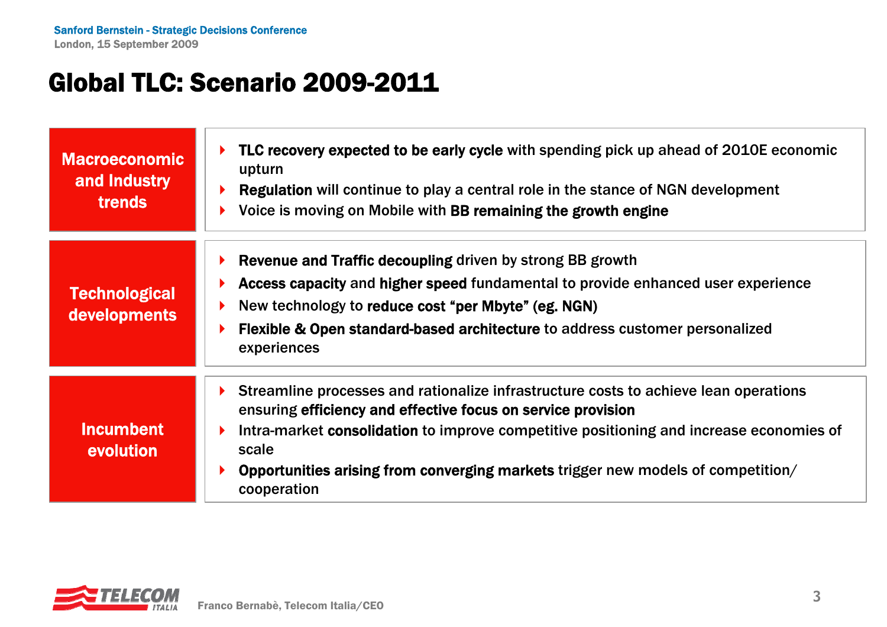# Global TLC: Scenario 2009-2011

## Macroeconomic and Industry trends

- **TLC recovery expected to be early cycle** with spending pick up ahead of 2010E economic upturn
- **Regulation** will continue to play a central role in the stance of NGN development
- Voice is moving on Mobile with **BB remaining the growth engine**

## Technological developments

- **Revenue and Traffic decoupling** driven by strong BB growth
- **Access capacity** and **higher speed** fundamental to provide enhanced user experience
- New technology to **reduce cost "per Mbyte" (eg. NGN)**
- **Flexible & Open standard-based architecture** to address customer personalized experiences

## Incumbent evolution

- Streamline processes and rationalize infrastructure costs to achieve lean operations ensuring **efficiency and effective focus on service provision**
- Intra-market **consolidation** to improve competitive positioning and increase economies of scale
- **Opportunities arising from converging markets** trigger new models of competition/ cooperation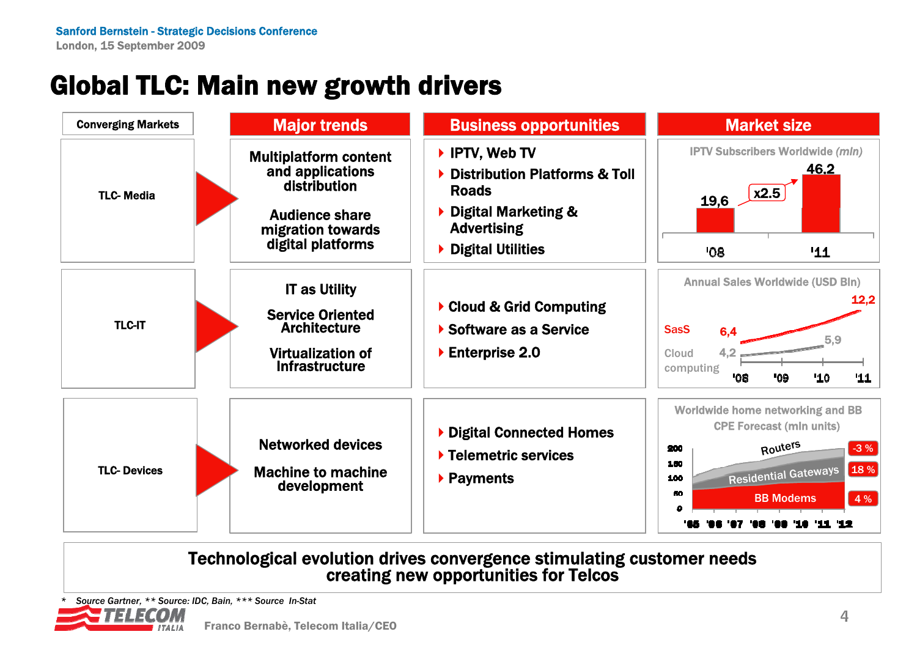# Global TLC: Main new growth drivers

| Converging Markets | Major trends | Business opportunities | Market size |
|---|---|---|---|
| TLC- Media | Multiplatform content and applications distribution<br><br>Audience share migration towards digital platforms | ▸ IPTV, Web TV<br>▸ Distribution Platforms & Toll Roads<br>▸ Digital Marketing & Advertising<br>▸ Digital Utilities | IPTV Subscribers Worldwide *(mln)*: '08: 19,6; '11: 46,2 (x2.5) |
| TLC-IT | IT as Utility<br><br>Service Oriented Architecture<br><br>Virtualization of Infrastructure | ▸ Cloud & Grid Computing<br>▸ Software as a Service<br>▸ Enterprise 2.0 | Annual Sales Worldwide (USD Bln): SasS '08: 6,4 → '11: 12,2; Cloud computing '08: 4,2 → '10: 5,9 |
| TLC- Devices | Networked devices<br><br>Machine to machine development | ▸ Digital Connected Homes<br>▸ Telemetric services<br>▸ Payments | Worldwide home networking and BB CPE Forecast (mln units), '05–'12: Routers -3 %; Residential Gateways 18 %; BB Modems 4 % |

**Technological evolution drives convergence stimulating customer needs creating new opportunities for Telcos**

*\* Source Gartner, \*\* Source: IDC, Bain, \*\*\* Source In-Stat*

Franco Bernabè, Telecom Italia/CEO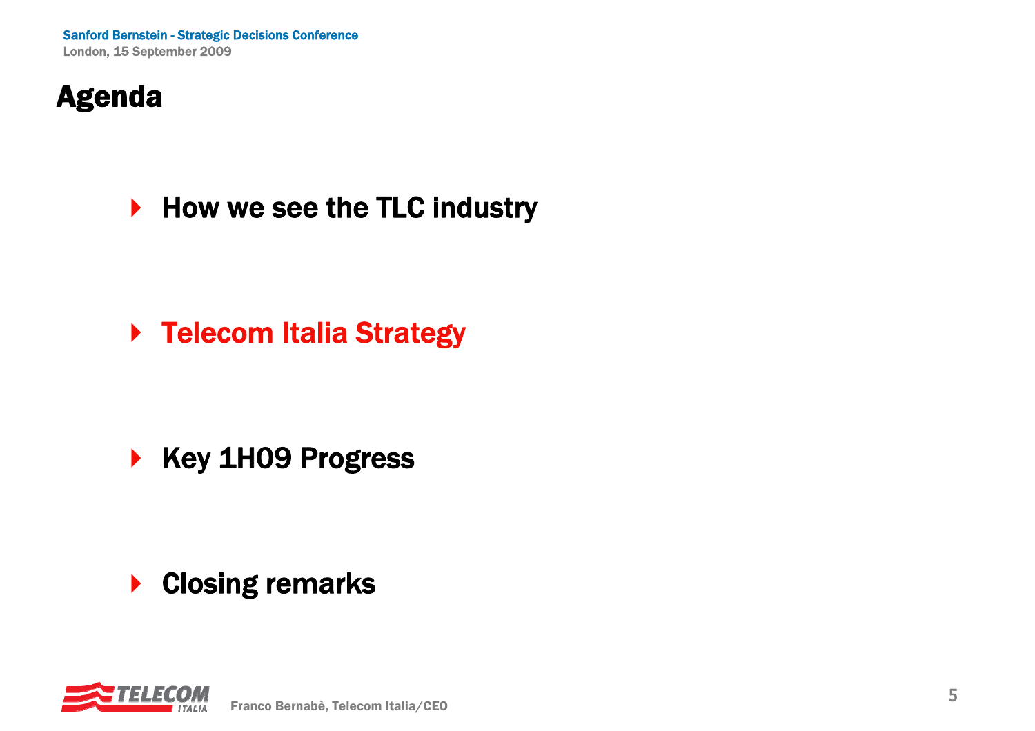# Agenda

- How we see the TLC industry
- **Telecom Italia Strategy**
- Key 1H09 Progress
- Closing remarks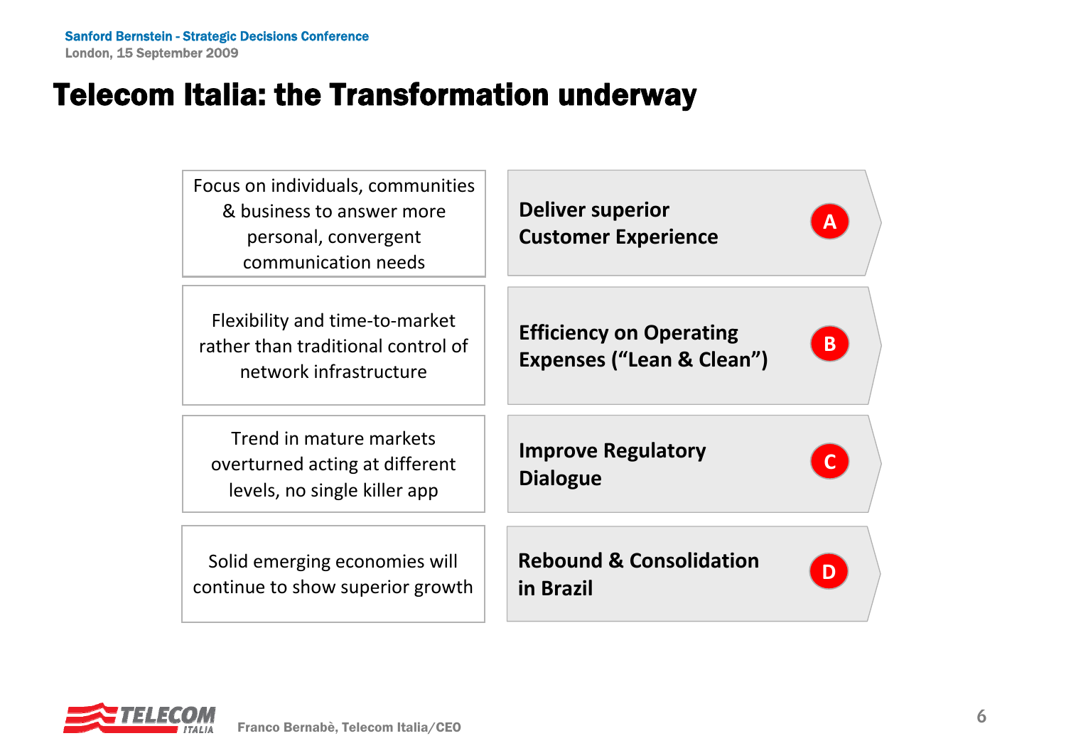# Telecom Italia: the Transformation underway

| Trend | Strategic Priority |
| --- | --- |
| Focus on individuals, communities & business to answer more personal, convergent communication needs | **A** – **Deliver superior Customer Experience** |
| Flexibility and time-to-market rather than traditional control of network infrastructure | **B** – **Efficiency on Operating Expenses ("Lean & Clean")** |
| Trend in mature markets overturned acting at different levels, no single killer app | **C** – **Improve Regulatory Dialogue** |
| Solid emerging economies will continue to show superior growth | **D** – **Rebound & Consolidation in Brazil** |

Franco Bernabè, Telecom Italia/CEO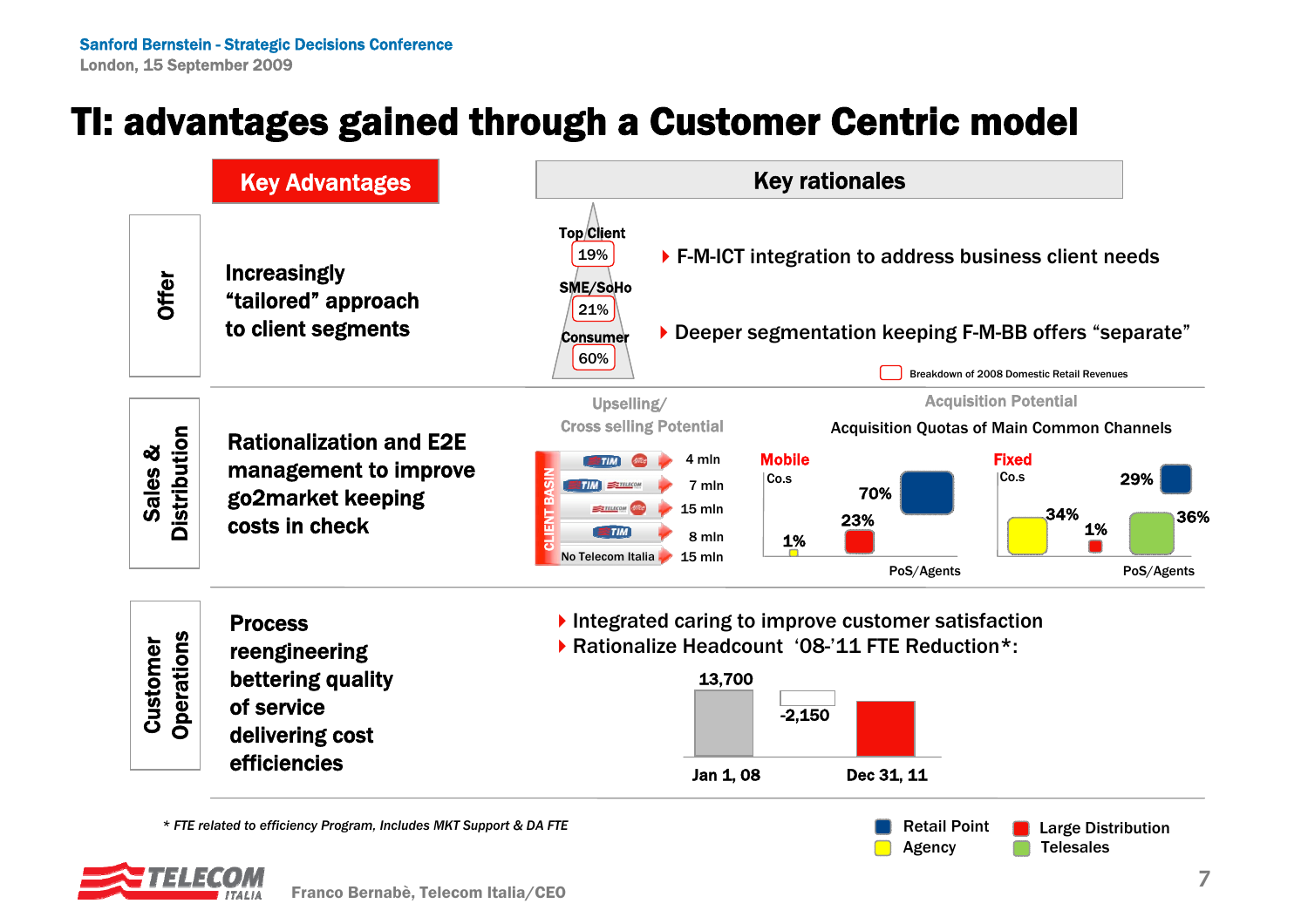# TI: advantages gained through a Customer Centric model

| | Key Advantages | Key rationales |
|---|---|---|
| Offer | Increasingly "tailored" approach to client segments | Top Client 19% / SME/SoHo 21% / Consumer 60% — F-M-ICT integration to address business client needs; Deeper segmentation keeping F-M-BB offers "separate" |
| Sales & Distribution | Rationalization and E2E management to improve go2market keeping costs in check | Upselling/Cross selling Potential; Acquisition Potential |
| Customer Operations | Process reengineering bettering quality of service delivering cost efficiencies | Integrated caring to improve customer satisfaction; Rationalize Headcount '08-'11 FTE Reduction* |

## Offer

Breakdown of 2008 Domestic Retail Revenues:

- Top Client: 19%
- SME/SoHo: 21%
- Consumer: 60%

- F-M-ICT integration to address business client needs
- Deeper segmentation keeping F-M-BB offers "separate"

## Sales & Distribution

**Upselling/Cross selling Potential** (Client basin)

| Client basin | |
|---|---|
| TIM + Alice | 4 mln |
| TIM + Telecom | 7 mln |
| Telecom + Alice | 15 mln |
| TIM | 8 mln |
| No Telecom Italia | 15 mln |

**Acquisition Potential** — Acquisition Quotas of Main Common Channels

| Channel | Mobile Co.s | Fixed Co.s |
|---|---|---|
| Retail Point | 70% | 29% |
| Agency | 1% | 34% |
| Large Distribution | 23% | 1% |
| Telesales | | 36% |

PoS/Agents

## Customer Operations

- Integrated caring to improve customer satisfaction
- Rationalize Headcount '08-'11 FTE Reduction*:

| Jan 1, 08 | Reduction | Dec 31, 11 |
|---|---|---|
| 13,700 | -2,150 | |

*\* FTE related to efficiency Program, Includes MKT Support & DA FTE*

Franco Bernabè, Telecom Italia/CEO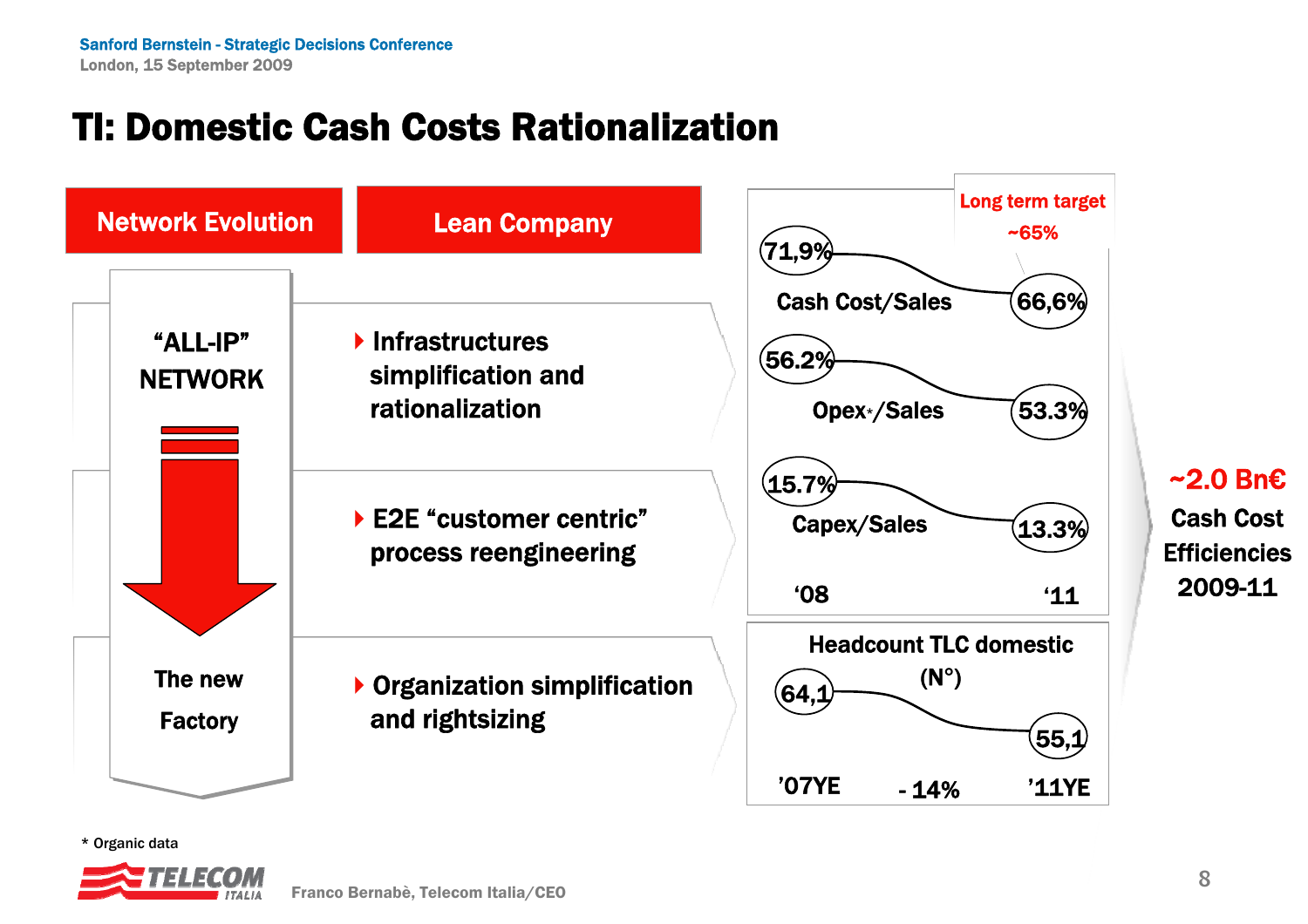# TI: Domestic Cash Costs Rationalization

**Network Evolution**

"ALL-IP" NETWORK

The new Factory

**Lean Company**

- Infrastructures simplification and rationalization
- E2E "customer centric" process reengineering
- Organization simplification and rightsizing

| | '08 | '11 |
|---|---|---|
| Cash Cost/Sales | 71,9% | 66,6% |
| Opex*/Sales | 56.2% | 53.3% |
| Capex/Sales | 15.7% | 13.3% |

Long term target ~65%

**Headcount TLC domestic (N°)**

| '07YE | | '11YE |
|---|---|---|
| 64,1 | - 14% | 55,1 |

**~2.0 Bn€**
**Cash Cost Efficiencies 2009-11**

\* Organic data

Franco Bernabè, Telecom Italia/CEO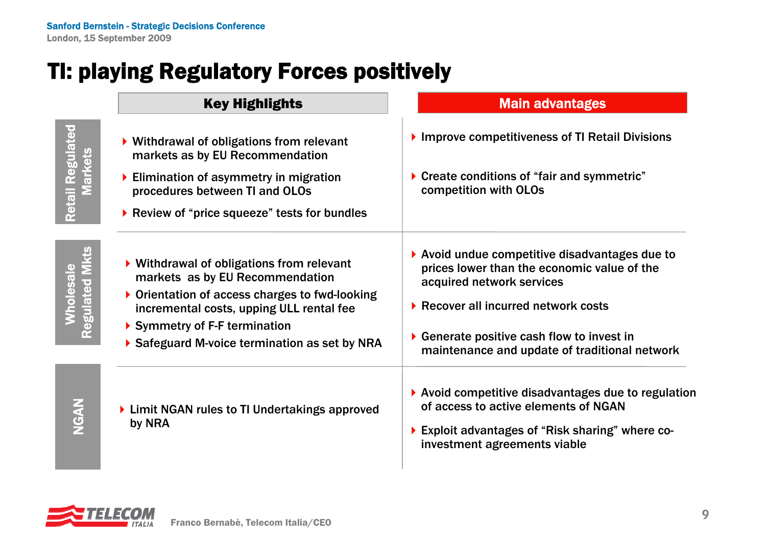# TI: playing Regulatory Forces positively

| | Key Highlights | Main advantages |
|---|---|---|
| **Retail Regulated Markets** | ▸ Withdrawal of obligations from relevant markets as by EU Recommendation<br>▸ Elimination of asymmetry in migration procedures between TI and OLOs<br>▸ Review of "price squeeze" tests for bundles | ▸ Improve competitiveness of TI Retail Divisions<br>▸ Create conditions of "fair and symmetric" competition with OLOs |
| **Wholesale Regulated Mkts** | ▸ Withdrawal of obligations from relevant markets as by EU Recommendation<br>▸ Orientation of access charges to fwd-looking incremental costs, upping ULL rental fee<br>▸ Symmetry of F-F termination<br>▸ Safeguard M-voice termination as set by NRA | ▸ Avoid undue competitive disadvantages due to prices lower than the economic value of the acquired network services<br>▸ Recover all incurred network costs<br>▸ Generate positive cash flow to invest in maintenance and update of traditional network |
| **NGAN** | ▸ Limit NGAN rules to TI Undertakings approved by NRA | ▸ Avoid competitive disadvantages due to regulation of access to active elements of NGAN<br>▸ Exploit advantages of "Risk sharing" where co-investment agreements viable |

Franco Bernabè, Telecom Italia/CEO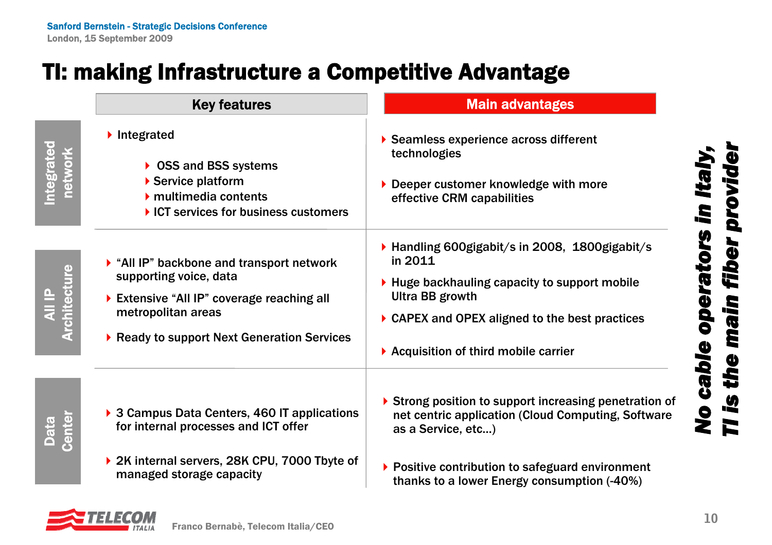# TI: making Infrastructure a Competitive Advantage

| | Key features | Main advantages |
|---|---|---|
| **Integrated network** | Integrated<br>- OSS and BSS systems<br>- Service platform<br>- multimedia contents<br>- ICT services for business customers | - Seamless experience across different technologies<br>- Deeper customer knowledge with more effective CRM capabilities |
| **All IP Architecture** | - "All IP" backbone and transport network supporting voice, data<br>- Extensive "All IP" coverage reaching all metropolitan areas<br>- Ready to support Next Generation Services | - Handling 600gigabit/s in 2008, 1800gigabit/s in 2011<br>- Huge backhauling capacity to support mobile Ultra BB growth<br>- CAPEX and OPEX aligned to the best practices<br>- Acquisition of third mobile carrier |
| **Data Center** | - 3 Campus Data Centers, 460 IT applications for internal processes and ICT offer<br>- 2K internal servers, 28K CPU, 7000 Tbyte of managed storage capacity | - Strong position to support increasing penetration of net centric application (Cloud Computing, Software as a Service, etc…)<br>- Positive contribution to safeguard environment thanks to a lower Energy consumption (-40%) |

***No cable operators in Italy, TI is the main fiber provider***

Franco Bernabè, Telecom Italia/CEO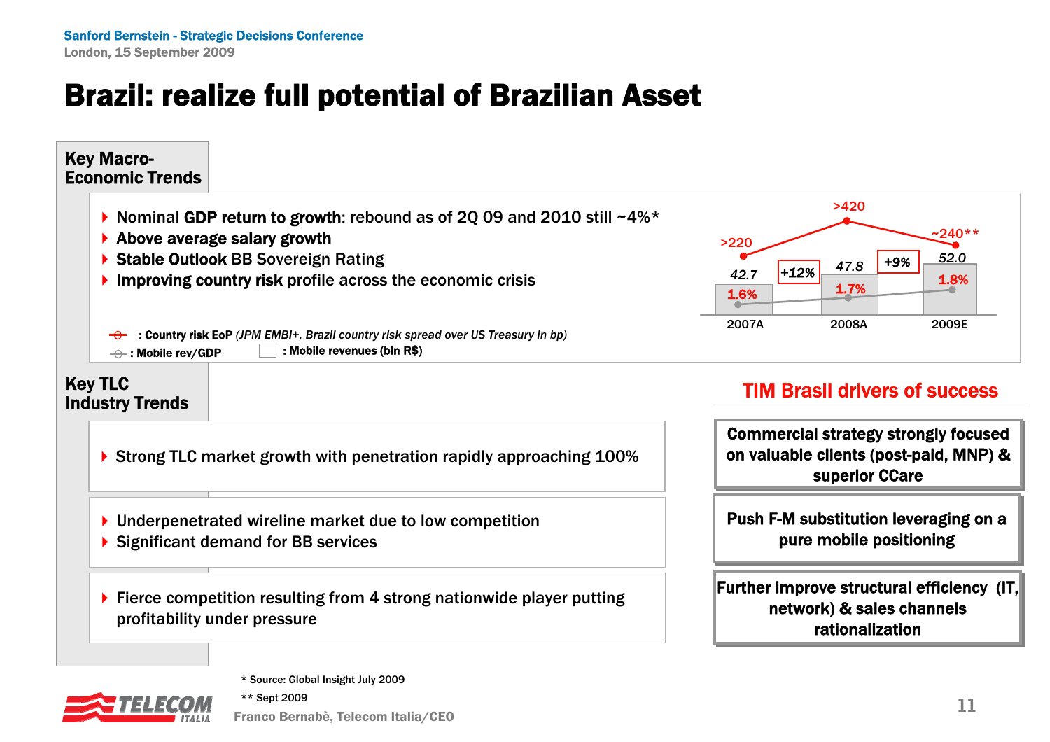# Brazil: realize full potential of Brazilian Asset

## Key Macro-Economic Trends

- **Nominal GDP return to growth**: rebound as of 2Q 09 and 2010 still ~4%*
- **Above average salary growth**
- **Stable Outlook** BB Sovereign Rating
- **Improving country risk** profile across the economic crisis

| | 2007A | 2008A | 2009E |
|---|---|---|---|
| Country risk EoP (bp) | >220 | >420 | ~240** |
| Mobile revenues (bln R$) | 42.7 | 47.8 | 52.0 |
| Growth | | +12% | +9% |
| Mobile rev/GDP | 1.6% | 1.7% | 1.8% |

**: Country risk EoP** *(JPM EMBI+, Brazil country risk spread over US Treasury in bp)*
**: Mobile rev/GDP**
**: Mobile revenues (bln R$)**

## Key TLC Industry Trends

- Strong TLC market growth with penetration rapidly approaching 100%

- Underpenetrated wireline market due to low competition
- Significant demand for BB services

- Fierce competition resulting from 4 strong nationwide player putting profitability under pressure

## TIM Brasil drivers of success

**Commercial strategy strongly focused on valuable clients (post-paid, MNP) & superior CCare**

**Push F-M substitution leveraging on a pure mobile positioning**

**Further improve structural efficiency (IT, network) & sales channels rationalization**

\* Source: Global Insight July 2009
\*\* Sept 2009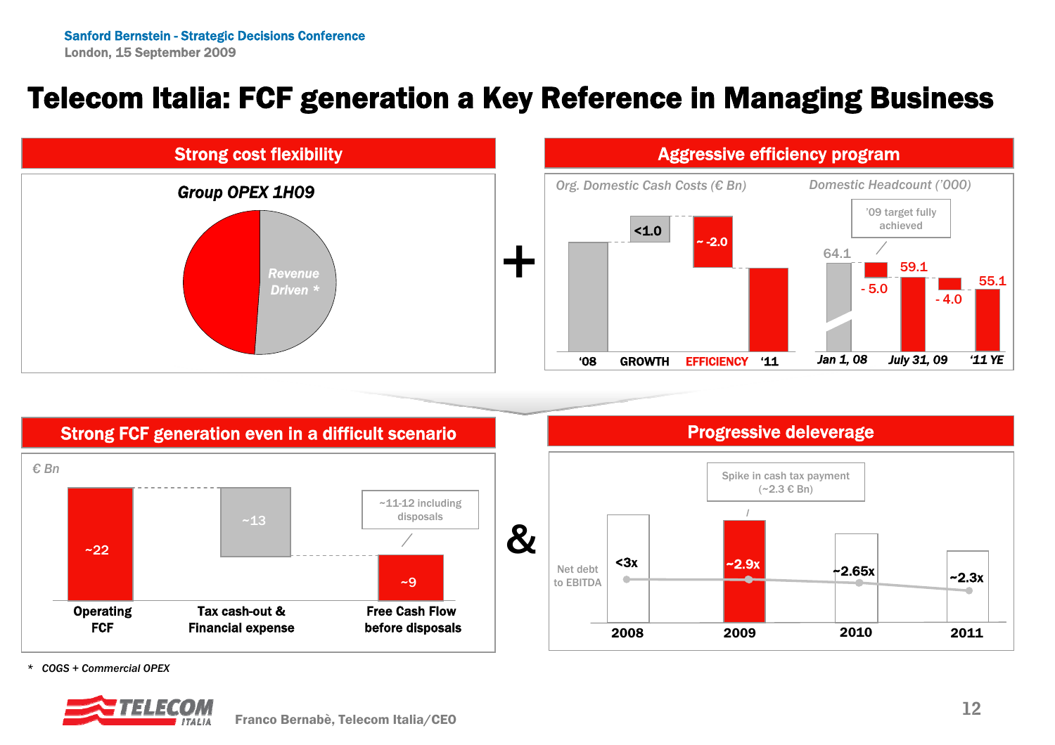# Telecom Italia: FCF generation a Key Reference in Managing Business

## Strong cost flexibility

**Group OPEX 1H09**

Revenue Driven *

## Aggressive efficiency program

*Org. Domestic Cash Costs (€ Bn)*

| '08 | GROWTH | EFFICIENCY | '11 |
|---|---|---|---|
| | <1.0 | ~ -2.0 | |

*Domestic Headcount ('000)*

'09 target fully achieved

| Jan 1, 08 | | July 31, 09 | | '11 YE |
|---|---|---|---|---|
| 64.1 | - 5.0 | 59.1 | - 4.0 | 55.1 |

## Strong FCF generation even in a difficult scenario

*€ Bn*

| Operating FCF | Tax cash-out & Financial expense | Free Cash Flow before disposals |
|---|---|---|
| ~22 | ~13 | ~9 |

~11-12 including disposals

## Progressive deleverage

Spike in cash tax payment (~2.3 € Bn)

| | 2008 | 2009 | 2010 | 2011 |
|---|---|---|---|---|
| Net debt to EBITDA | <3x | ~2.9x | ~2.65x | ~2.3x |

\* COGS + Commercial OPEX

Franco Bernabè, Telecom Italia/CEO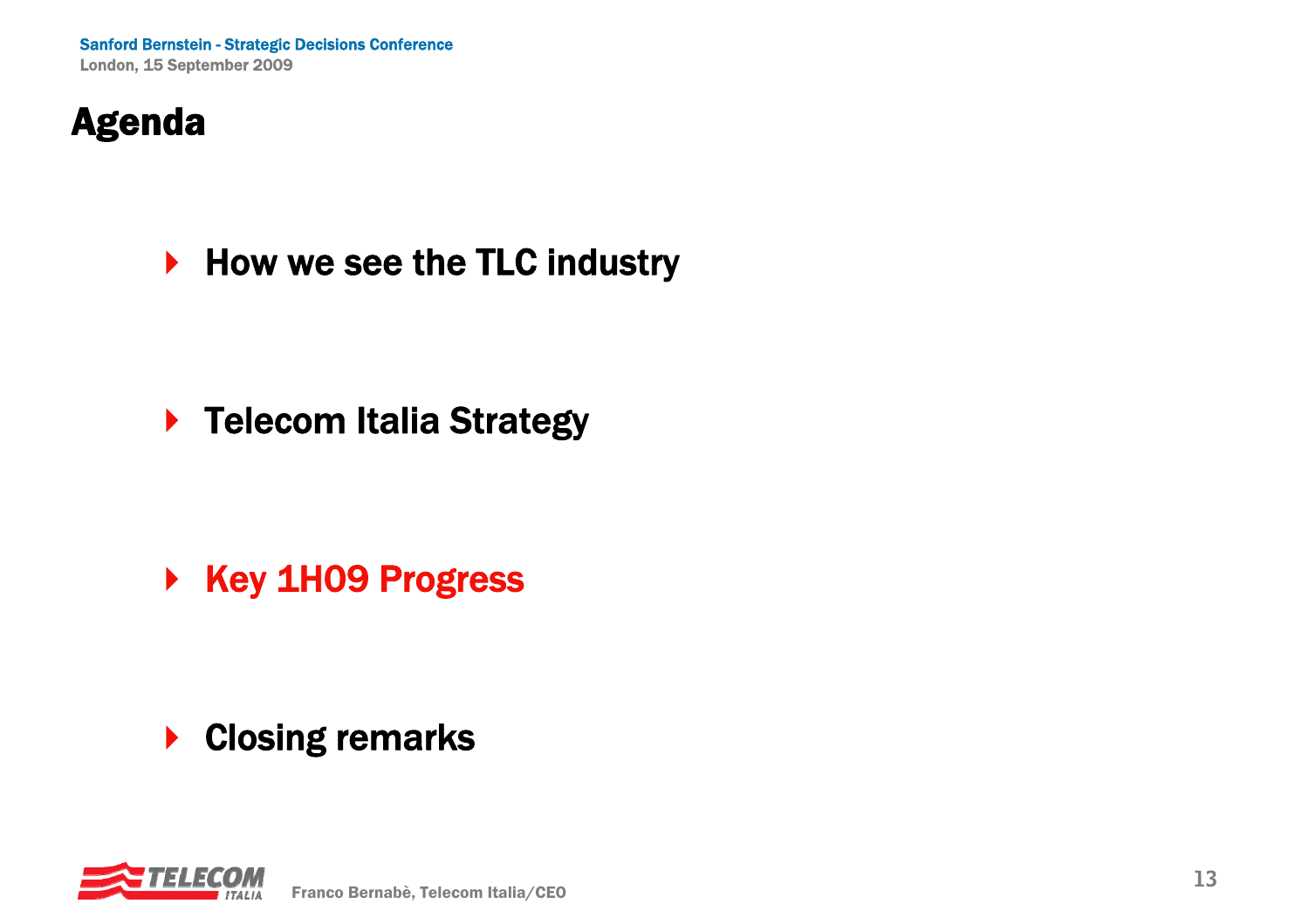# Agenda

- How we see the TLC industry
- Telecom Italia Strategy
- Key 1H09 Progress
- Closing remarks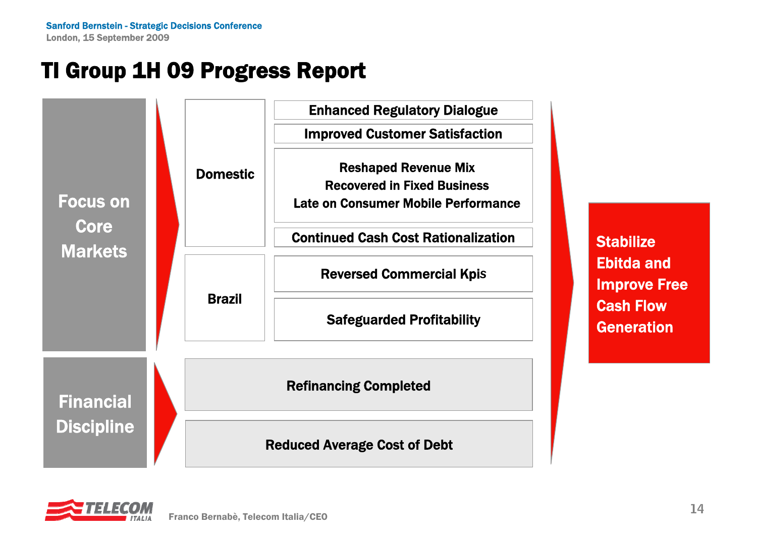# TI Group 1H 09 Progress Report

**Focus on Core Markets**

- **Domestic**
  - Enhanced Regulatory Dialogue
  - Improved Customer Satisfaction
  - Reshaped Revenue Mix
    Recovered in Fixed Business
    Late on Consumer Mobile Performance
  - Continued Cash Cost Rationalization
- **Brazil**
  - Reversed Commercial Kpis
  - Safeguarded Profitability

**Financial Discipline**

- Refinancing Completed
- Reduced Average Cost of Debt

**Stabilize Ebitda and Improve Free Cash Flow Generation**

Franco Bernabè, Telecom Italia/CEO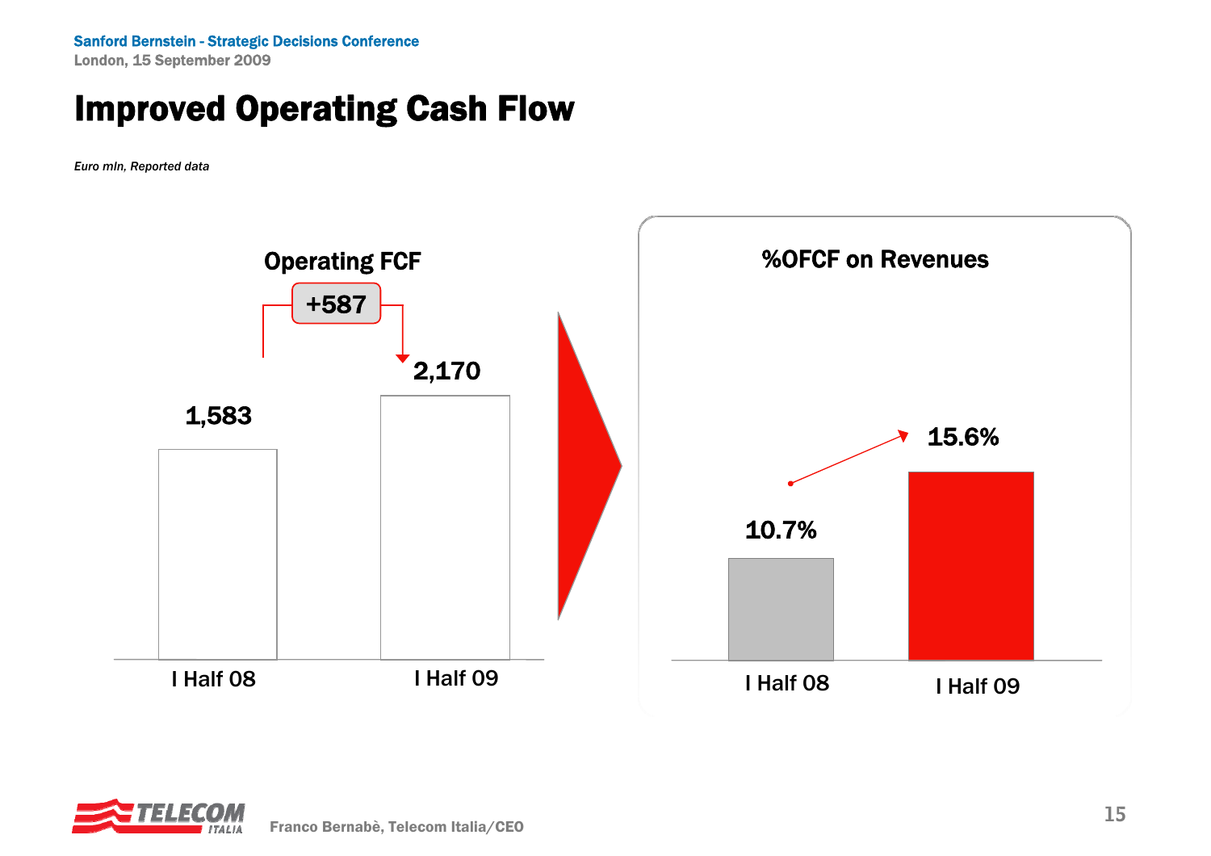# Improved Operating Cash Flow

*Euro mln, Reported data*

**Operating FCF**

| | I Half 08 | I Half 09 |
|---|---|---|
| Operating FCF | 1,583 | 2,170 |

+587

**%OFCF on Revenues**

| | I Half 08 | I Half 09 |
|---|---|---|
| %OFCF on Revenues | 10.7% | 15.6% |

Franco Bernabè, Telecom Italia/CEO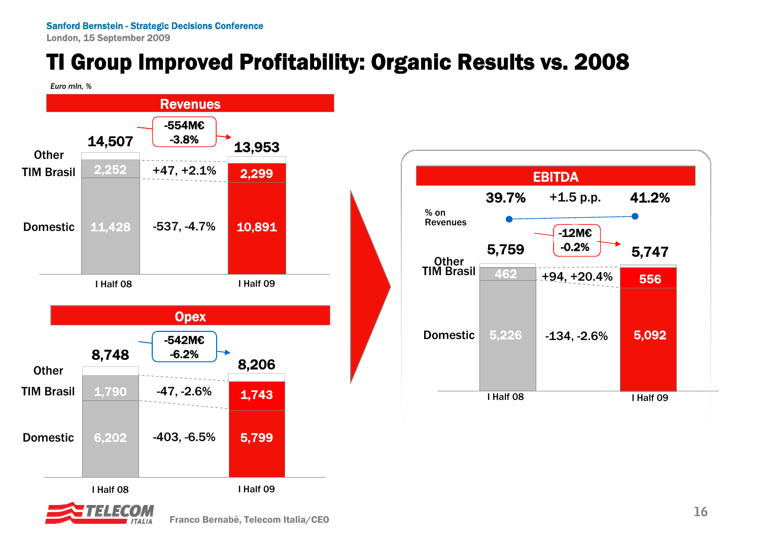# TI Group Improved Profitability: Organic Results vs. 2008

*Euro mln, %*

## Revenues

| | I Half 08 | Change | I Half 09 |
|---|---|---|---|
| Total | 14,507 | -554M€, -3.8% | 13,953 |
| Other | | | |
| TIM Brasil | 2,252 | +47, +2.1% | 2,299 |
| Domestic | 11,428 | -537, -4.7% | 10,891 |

## Opex

| | I Half 08 | Change | I Half 09 |
|---|---|---|---|
| Total | 8,748 | -542M€, -6.2% | 8,206 |
| Other | | | |
| TIM Brasil | 1,790 | -47, -2.6% | 1,743 |
| Domestic | 6,202 | -403, -6.5% | 5,799 |

## EBITDA

| | I Half 08 | Change | I Half 09 |
|---|---|---|---|
| % on Revenues | 39.7% | +1.5 p.p. | 41.2% |
| Total | 5,759 | -12M€, -0.2% | 5,747 |
| Other | | | |
| TIM Brasil | 462 | +94, +20.4% | 556 |
| Domestic | 5,226 | -134, -2.6% | 5,092 |

Franco Bernabè, Telecom Italia/CEO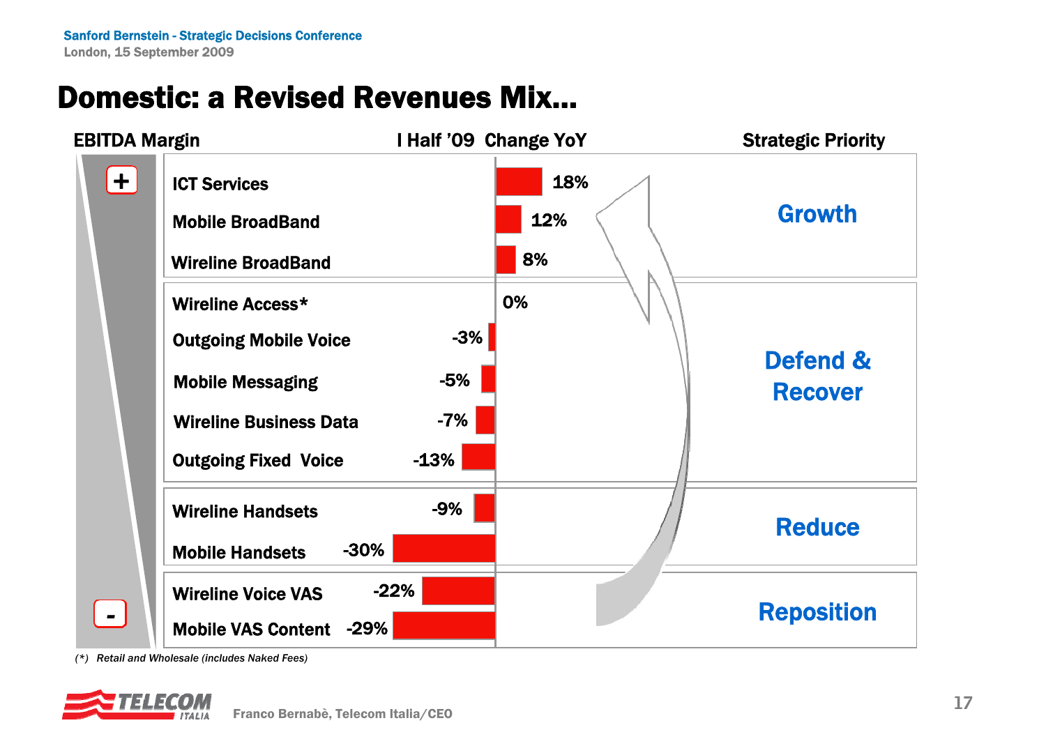# Domestic: a Revised Revenues Mix…

| EBITDA Margin | | I Half '09 Change YoY | Strategic Priority |
|---|---|---|---|
| + | ICT Services | 18% | Growth |
| | Mobile BroadBand | 12% | |
| | Wireline BroadBand | 8% | |
| | Wireline Access* | 0% | Defend & Recover |
| | Outgoing Mobile Voice | -3% | |
| | Mobile Messaging | -5% | |
| | Wireline Business Data | -7% | |
| | Outgoing Fixed Voice | -13% | |
| | Wireline Handsets | -9% | Reduce |
| | Mobile Handsets | -30% | |
| | Wireline Voice VAS | -22% | Reposition |
| - | Mobile VAS Content | -29% | |

*(\*) Retail and Wholesale (includes Naked Fees)*

Franco Bernabè, Telecom Italia/CEO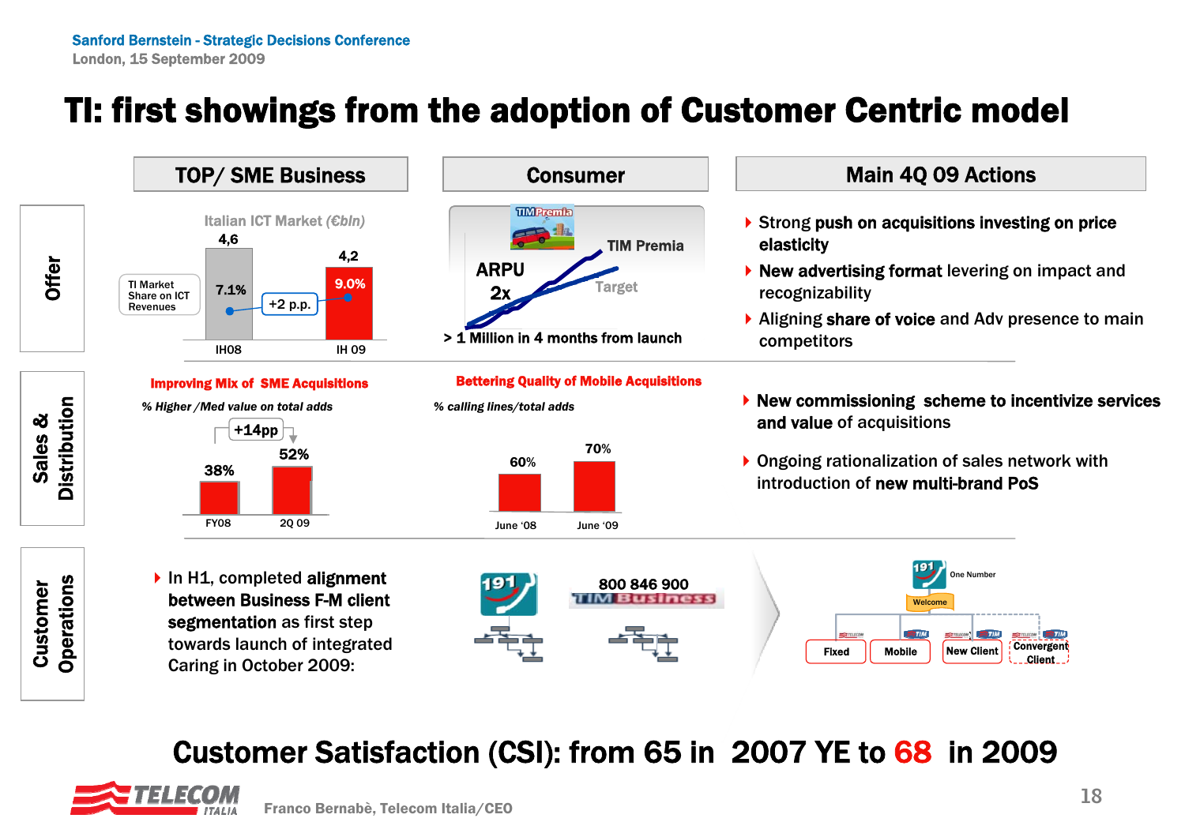# TI: first showings from the adoption of Customer Centric model

## Offer

### TOP/ SME Business

Italian ICT Market (€bln)

| | IH08 | IH 09 |
|---|---|---|
| Italian ICT Market (€bln) | 4,6 | 4,2 |
| TI Market Share on ICT Revenues | 7.1% | 9.0% |

+2 p.p.

### Consumer

TIM Premia

ARPU 2x

Target

> 1 Million in 4 months from launch

### Main 4Q 09 Actions

- Strong **push on acquisitions investing on price elasticity**
- **New advertising format** levering on impact and recognizability
- Aligning **share of voice** and Adv presence to main competitors

## Sales & Distribution

**Improving Mix of SME Acquisitions**

*% Higher /Med value on total adds*

| FY08 | 2Q 09 |
|---|---|
| 38% | 52% |

+14pp

**Bettering Quality of Mobile Acquisitions**

*% calling lines/total adds*

| June '08 | June '09 |
|---|---|
| 60% | 70% |

- **New commissioning scheme to incentivize services and value** of acquisitions
- Ongoing rationalization of sales network with introduction of **new multi-brand PoS**

## Customer Operations

- In H1, completed **alignment between Business F-M client segmentation** as first step towards launch of integrated Caring in October 2009:

191 — 800 846 900 TIM Business

191 One Number — Welcome — Fixed, Mobile, New Client, Convergent Client

**Customer Satisfaction (CSI): from 65 in 2007 YE to 68 in 2009**

Franco Bernabè, Telecom Italia/CEO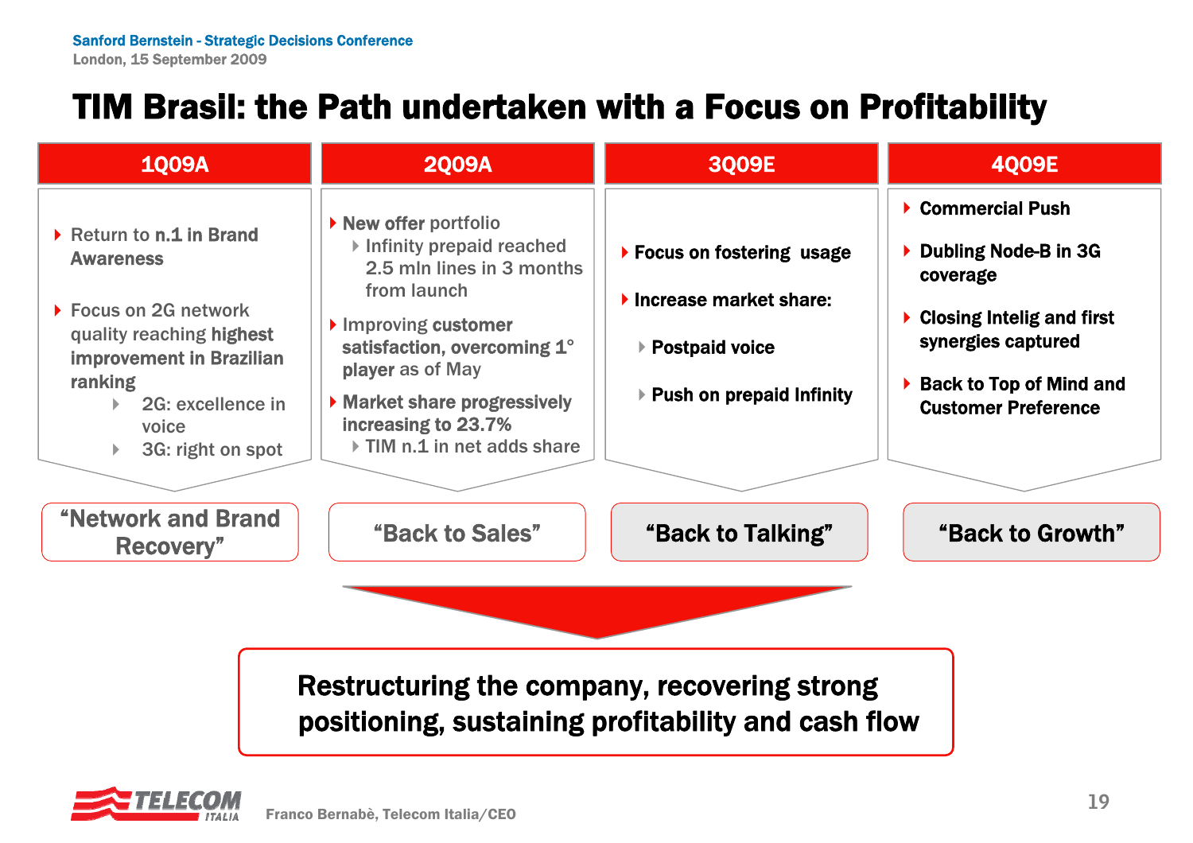# TIM Brasil: the Path undertaken with a Focus on Profitability

## 1Q09A

- Return to **n.1 in Brand Awareness**
- Focus on 2G network quality reaching **highest improvement in Brazilian ranking**
  - 2G: excellence in voice
  - 3G: right on spot

**"Network and Brand Recovery"**

## 2Q09A

- **New offer** portfolio
  - Infinity prepaid reached 2.5 mln lines in 3 months from launch
- Improving **customer satisfaction, overcoming 1° player as of May**
- **Market share progressively increasing to 23.7%**
  - TIM n.1 in net adds share

**"Back to Sales"**

## 3Q09E

- **Focus on fostering usage**
- **Increase market share:**
  - **Postpaid voice**
  - **Push on prepaid Infinity**

**"Back to Talking"**

## 4Q09E

- **Commercial Push**
- **Dubling Node-B in 3G coverage**
- **Closing Intelig and first synergies captured**
- **Back to Top of Mind and Customer Preference**

**"Back to Growth"**

**Restructuring the company, recovering strong positioning, sustaining profitability and cash flow**

Franco Bernabè, Telecom Italia/CEO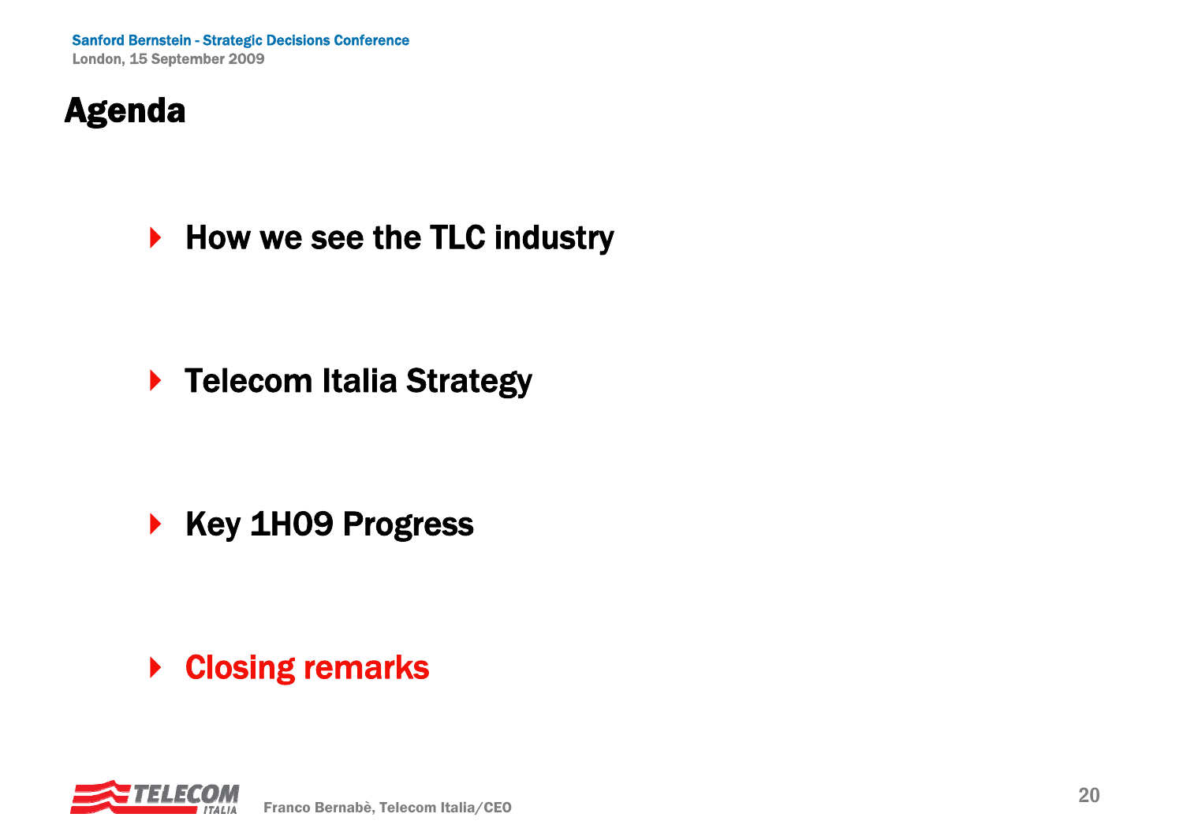# Agenda

- How we see the TLC industry
- Telecom Italia Strategy
- Key 1H09 Progress
- Closing remarks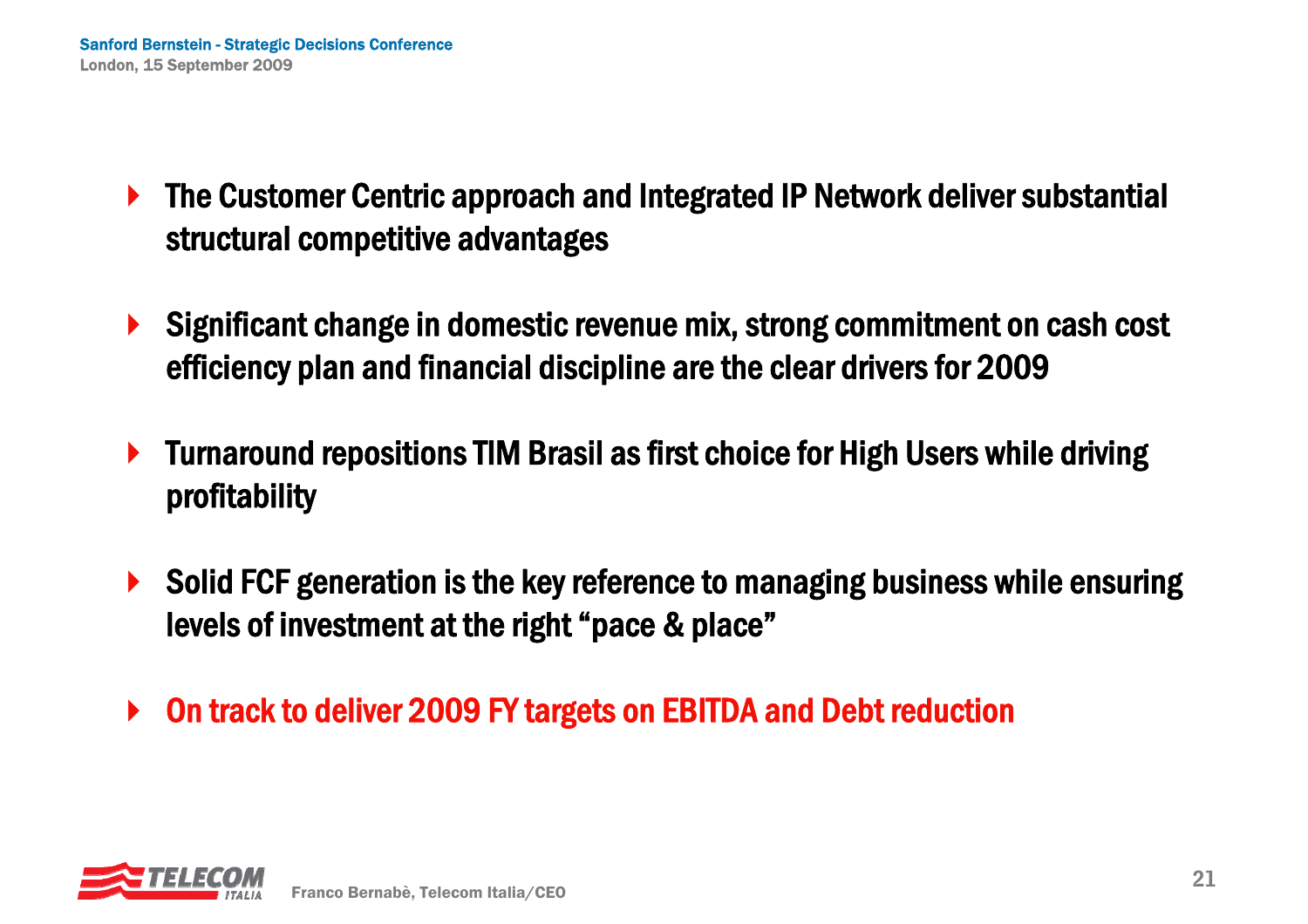- The Customer Centric approach and Integrated IP Network deliver substantial structural competitive advantages
- Significant change in domestic revenue mix, strong commitment on cash cost efficiency plan and financial discipline are the clear drivers for 2009
- Turnaround repositions TIM Brasil as first choice for High Users while driving profitability
- Solid FCF generation is the key reference to managing business while ensuring levels of investment at the right “pace & place”
- On track to deliver 2009 FY targets on EBITDA and Debt reduction